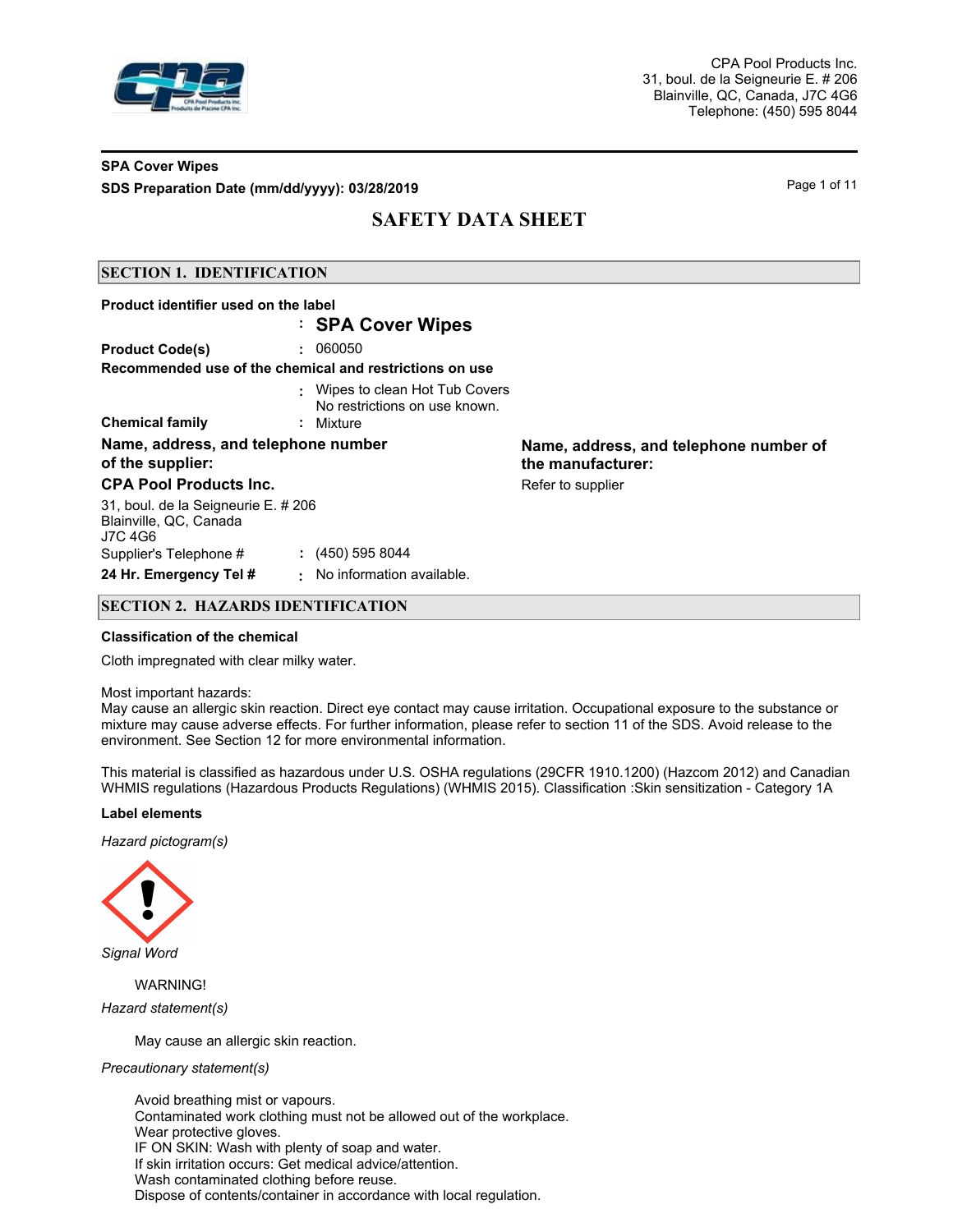CPA Pool Products Inc.
31, boul. de la Seigneurie E. # 206
Blainville, QC, Canada, J7C 4G6
Telephone: (450) 595 8044

**SPA Cover Wipes**
**SDS Preparation Date (mm/dd/yyyy): 03/28/2019**

# SAFETY DATA SHEET

## SECTION 1. IDENTIFICATION

**Product identifier used on the label** : **SPA Cover Wipes**

**Product Code(s)** : 060050

**Recommended use of the chemical and restrictions on use**
: Wipes to clean Hot Tub Covers
No restrictions on use known.

**Chemical family** : Mixture

**Name, address, and telephone number of the supplier:**

**CPA Pool Products Inc.**

31, boul. de la Seigneurie E. # 206
Blainville, QC, Canada
J7C 4G6

Supplier's Telephone # : (450) 595 8044

**24 Hr. Emergency Tel #** : No information available.

**Name, address, and telephone number of the manufacturer:**

Refer to supplier

## SECTION 2. HAZARDS IDENTIFICATION

**Classification of the chemical**

Cloth impregnated with clear milky water.

Most important hazards:
May cause an allergic skin reaction. Direct eye contact may cause irritation. Occupational exposure to the substance or mixture may cause adverse effects. For further information, please refer to section 11 of the SDS. Avoid release to the environment. See Section 12 for more environmental information.

This material is classified as hazardous under U.S. OSHA regulations (29CFR 1910.1200) (Hazcom 2012) and Canadian WHMIS regulations (Hazardous Products Regulations) (WHMIS 2015). Classification :Skin sensitization - Category 1A

**Label elements**

*Hazard pictogram(s)*

*Signal Word*

WARNING!

*Hazard statement(s)*

May cause an allergic skin reaction.

*Precautionary statement(s)*

Avoid breathing mist or vapours.
Contaminated work clothing must not be allowed out of the workplace.
Wear protective gloves.
IF ON SKIN: Wash with plenty of soap and water.
If skin irritation occurs: Get medical advice/attention.
Wash contaminated clothing before reuse.
Dispose of contents/container in accordance with local regulation.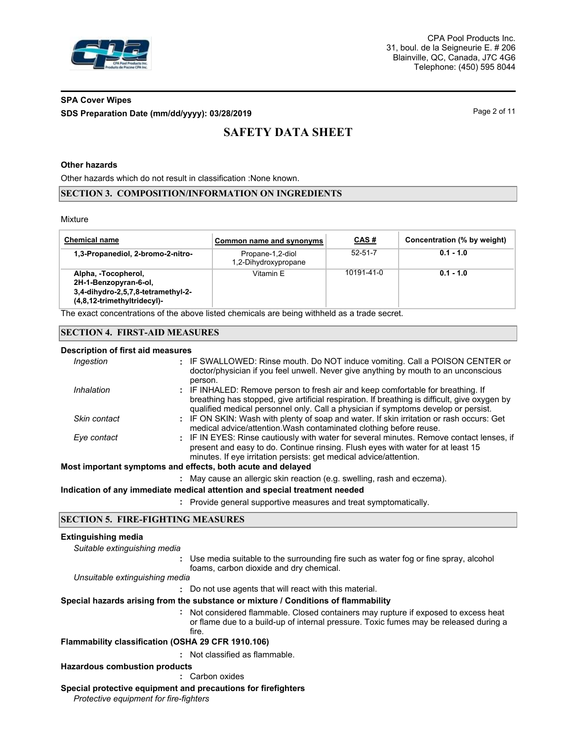### Other hazards

Other hazards which do not result in classification :None known.

## SECTION 3. COMPOSITION/INFORMATION ON INGREDIENTS

Mixture

| Chemical name | Common name and synonyms | CAS # | Concentration (% by weight) |
|---|---|---|---|
| **1,3-Propanediol, 2-bromo-2-nitro-** | Propane-1,2-diol<br>1,2-Dihydroxypropane | 52-51-7 | **0.1 - 1.0** |
| **Alpha, -Tocopherol, 2H-1-Benzopyran-6-ol, 3,4-dihydro-2,5,7,8-tetramethyl-2-(4,8,12-trimethyltridecyl)-** | Vitamin E | 10191-41-0 | **0.1 - 1.0** |

The exact concentrations of the above listed chemicals are being withheld as a trade secret.

## SECTION 4. FIRST-AID MEASURES

### Description of first aid measures

*Ingestion* : IF SWALLOWED: Rinse mouth. Do NOT induce vomiting. Call a POISON CENTER or doctor/physician if you feel unwell. Never give anything by mouth to an unconscious person.

*Inhalation* : IF INHALED: Remove person to fresh air and keep comfortable for breathing. If breathing has stopped, give artificial respiration. If breathing is difficult, give oxygen by qualified medical personnel only. Call a physician if symptoms develop or persist.

*Skin contact* : IF ON SKIN: Wash with plenty of soap and water. If skin irritation or rash occurs: Get medical advice/attention.Wash contaminated clothing before reuse.

*Eye contact* : IF IN EYES: Rinse cautiously with water for several minutes. Remove contact lenses, if present and easy to do. Continue rinsing. Flush eyes with water for at least 15 minutes. If eye irritation persists: get medical advice/attention.

### Most important symptoms and effects, both acute and delayed

: May cause an allergic skin reaction (e.g. swelling, rash and eczema).

### Indication of any immediate medical attention and special treatment needed

: Provide general supportive measures and treat symptomatically.

## SECTION 5. FIRE-FIGHTING MEASURES

### Extinguishing media

*Suitable extinguishing media*

: Use media suitable to the surrounding fire such as water fog or fine spray, alcohol foams, carbon dioxide and dry chemical.

*Unsuitable extinguishing media*

: Do not use agents that will react with this material.

### Special hazards arising from the substance or mixture / Conditions of flammability

: Not considered flammable. Closed containers may rupture if exposed to excess heat or flame due to a build-up of internal pressure. Toxic fumes may be released during a fire.

### Flammability classification (OSHA 29 CFR 1910.106)

: Not classified as flammable.

### Hazardous combustion products

: Carbon oxides

### Special protective equipment and precautions for firefighters

*Protective equipment for fire-fighters*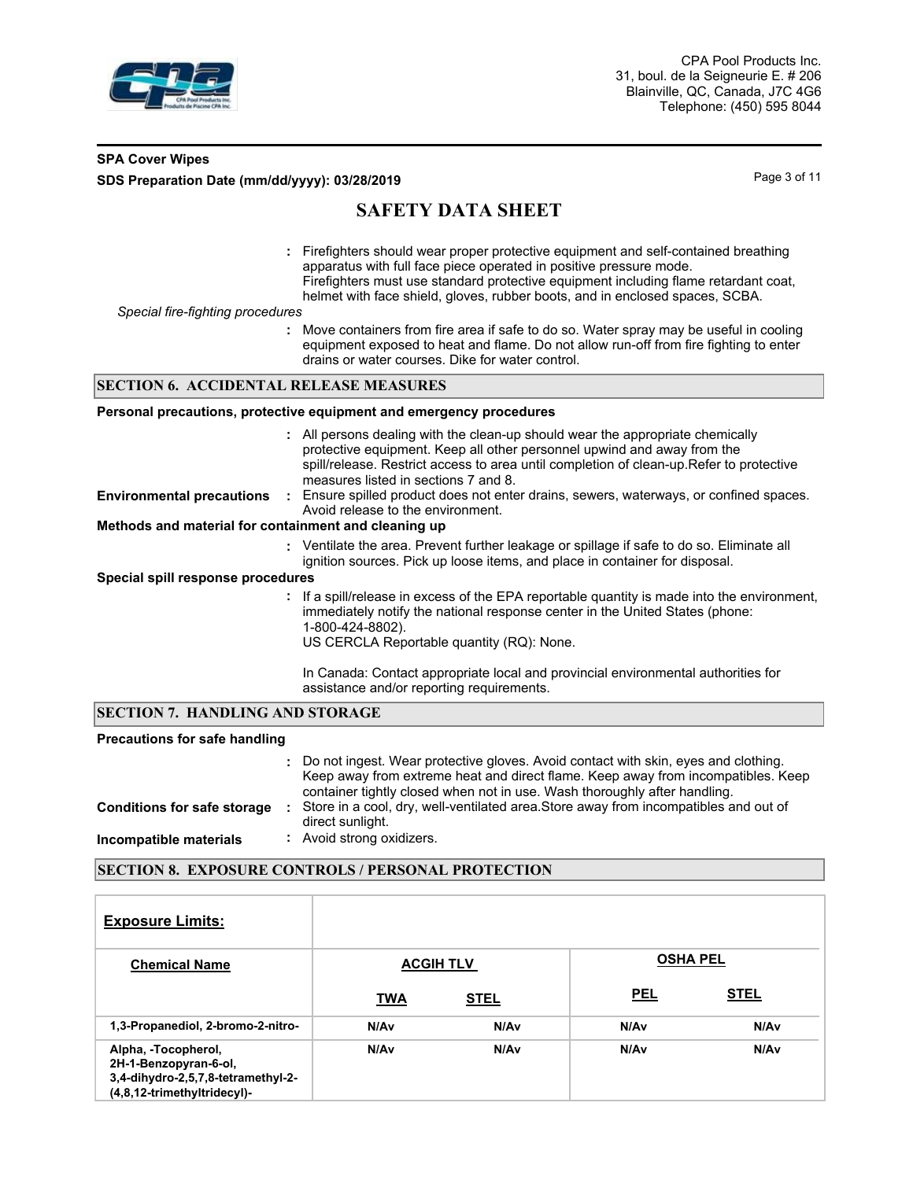: Firefighters should wear proper protective equipment and self-contained breathing apparatus with full face piece operated in positive pressure mode.
Firefighters must use standard protective equipment including flame retardant coat, helmet with face shield, gloves, rubber boots, and in enclosed spaces, SCBA.

*Special fire-fighting procedures*

: Move containers from fire area if safe to do so. Water spray may be useful in cooling equipment exposed to heat and flame. Do not allow run-off from fire fighting to enter drains or water courses. Dike for water control.

## SECTION 6. ACCIDENTAL RELEASE MEASURES

**Personal precautions, protective equipment and emergency procedures**

: All persons dealing with the clean-up should wear the appropriate chemically protective equipment. Keep all other personnel upwind and away from the spill/release. Restrict access to area until completion of clean-up.Refer to protective measures listed in sections 7 and 8.

**Environmental precautions** : Ensure spilled product does not enter drains, sewers, waterways, or confined spaces. Avoid release to the environment.

**Methods and material for containment and cleaning up**

: Ventilate the area. Prevent further leakage or spillage if safe to do so. Eliminate all ignition sources. Pick up loose items, and place in container for disposal.

**Special spill response procedures**

: If a spill/release in excess of the EPA reportable quantity is made into the environment, immediately notify the national response center in the United States (phone: 1-800-424-8802).
US CERCLA Reportable quantity (RQ): None.

In Canada: Contact appropriate local and provincial environmental authorities for assistance and/or reporting requirements.

## SECTION 7. HANDLING AND STORAGE

**Precautions for safe handling**

: Do not ingest. Wear protective gloves. Avoid contact with skin, eyes and clothing. Keep away from extreme heat and direct flame. Keep away from incompatibles. Keep container tightly closed when not in use. Wash thoroughly after handling.

**Conditions for safe storage** : Store in a cool, dry, well-ventilated area.Store away from incompatibles and out of direct sunlight.

**Incompatible materials** : Avoid strong oxidizers.

## SECTION 8. EXPOSURE CONTROLS / PERSONAL PROTECTION

| **Exposure Limits:** | | | | |
|---|---|---|---|---|
| **Chemical Name** | **ACGIH TLV** | | **OSHA PEL** | |
| | **TWA** | **STEL** | **PEL** | **STEL** |
| **1,3-Propanediol, 2-bromo-2-nitro-** | **N/Av** | **N/Av** | **N/Av** | **N/Av** |
| **Alpha, -Tocopherol, 2H-1-Benzopyran-6-ol, 3,4-dihydro-2,5,7,8-tetramethyl-2-(4,8,12-trimethyltridecyl)-** | **N/Av** | **N/Av** | **N/Av** | **N/Av** |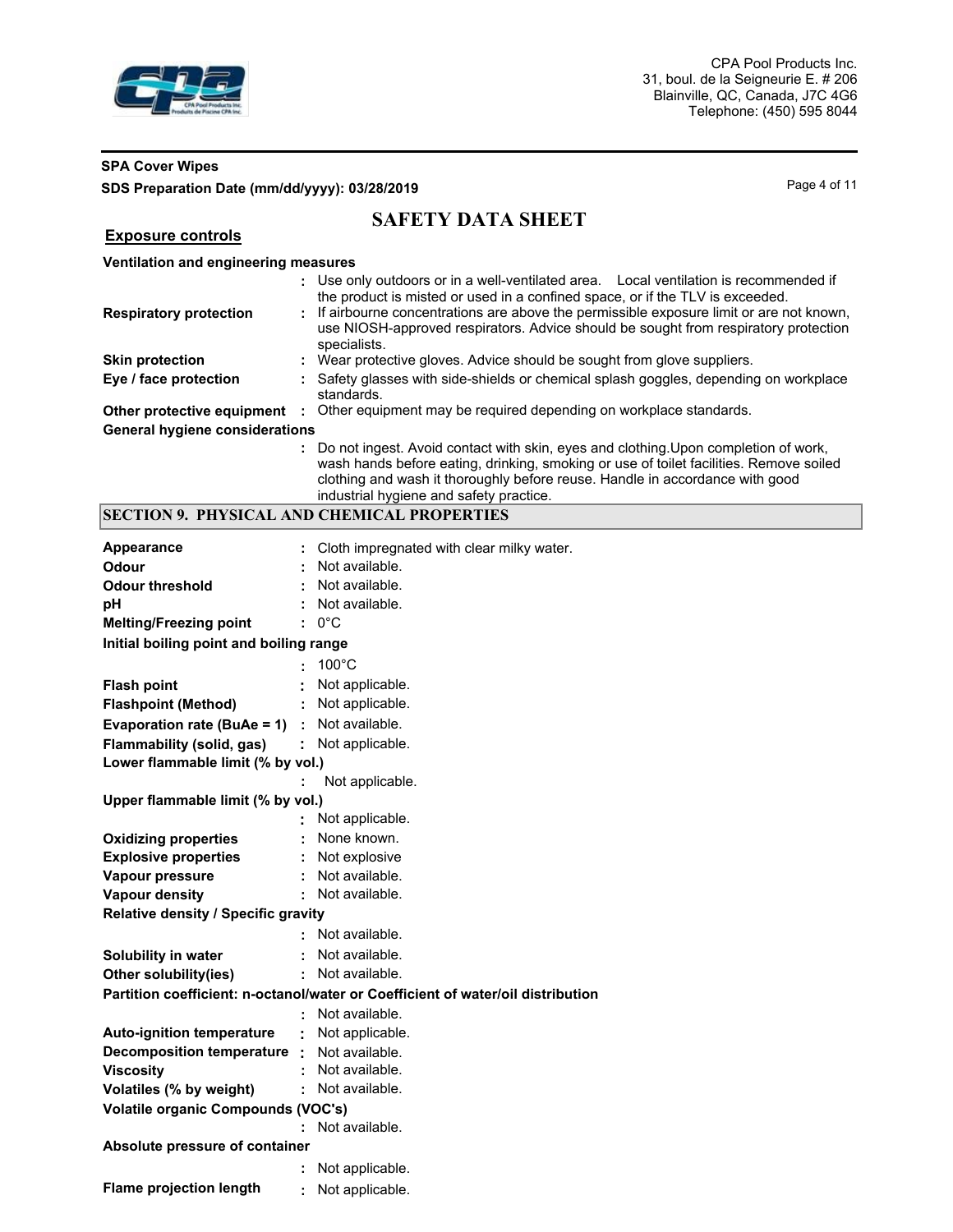## Exposure controls

**Ventilation and engineering measures**

: Use only outdoors or in a well-ventilated area. Local ventilation is recommended if the product is misted or used in a confined space, or if the TLV is exceeded.

**Respiratory protection** : If airbourne concentrations are above the permissible exposure limit or are not known, use NIOSH-approved respirators. Advice should be sought from respiratory protection specialists.

**Skin protection** : Wear protective gloves. Advice should be sought from glove suppliers.

**Eye / face protection** : Safety glasses with side-shields or chemical splash goggles, depending on workplace standards.

**Other protective equipment** : Other equipment may be required depending on workplace standards.

**General hygiene considerations**

: Do not ingest. Avoid contact with skin, eyes and clothing.Upon completion of work, wash hands before eating, drinking, smoking or use of toilet facilities. Remove soiled clothing and wash it thoroughly before reuse. Handle in accordance with good industrial hygiene and safety practice.

## SECTION 9. PHYSICAL AND CHEMICAL PROPERTIES

**Appearance** : Cloth impregnated with clear milky water.

**Odour** : Not available.

**Odour threshold** : Not available.

**pH** : Not available.

**Melting/Freezing point** : 0°C

**Initial boiling point and boiling range**

: 100°C

**Flash point** : Not applicable.

**Flashpoint (Method)** : Not applicable.

**Evaporation rate (BuAe = 1)** : Not available.

**Flammability (solid, gas)** : Not applicable.

**Lower flammable limit (% by vol.)**

: Not applicable.

**Upper flammable limit (% by vol.)**

: Not applicable.

**Oxidizing properties** : None known.

**Explosive properties** : Not explosive

**Vapour pressure** : Not available.

**Vapour density** : Not available.

**Relative density / Specific gravity**

: Not available.

**Solubility in water** : Not available.

**Other solubility(ies)** : Not available.

**Partition coefficient: n-octanol/water or Coefficient of water/oil distribution**

: Not available.

**Auto-ignition temperature** : Not applicable.

**Decomposition temperature** : Not available.

**Viscosity** : Not available.

**Volatiles (% by weight)** : Not available.

**Volatile organic Compounds (VOC's)**

: Not available.

**Absolute pressure of container**

: Not applicable.

**Flame projection length** : Not applicable.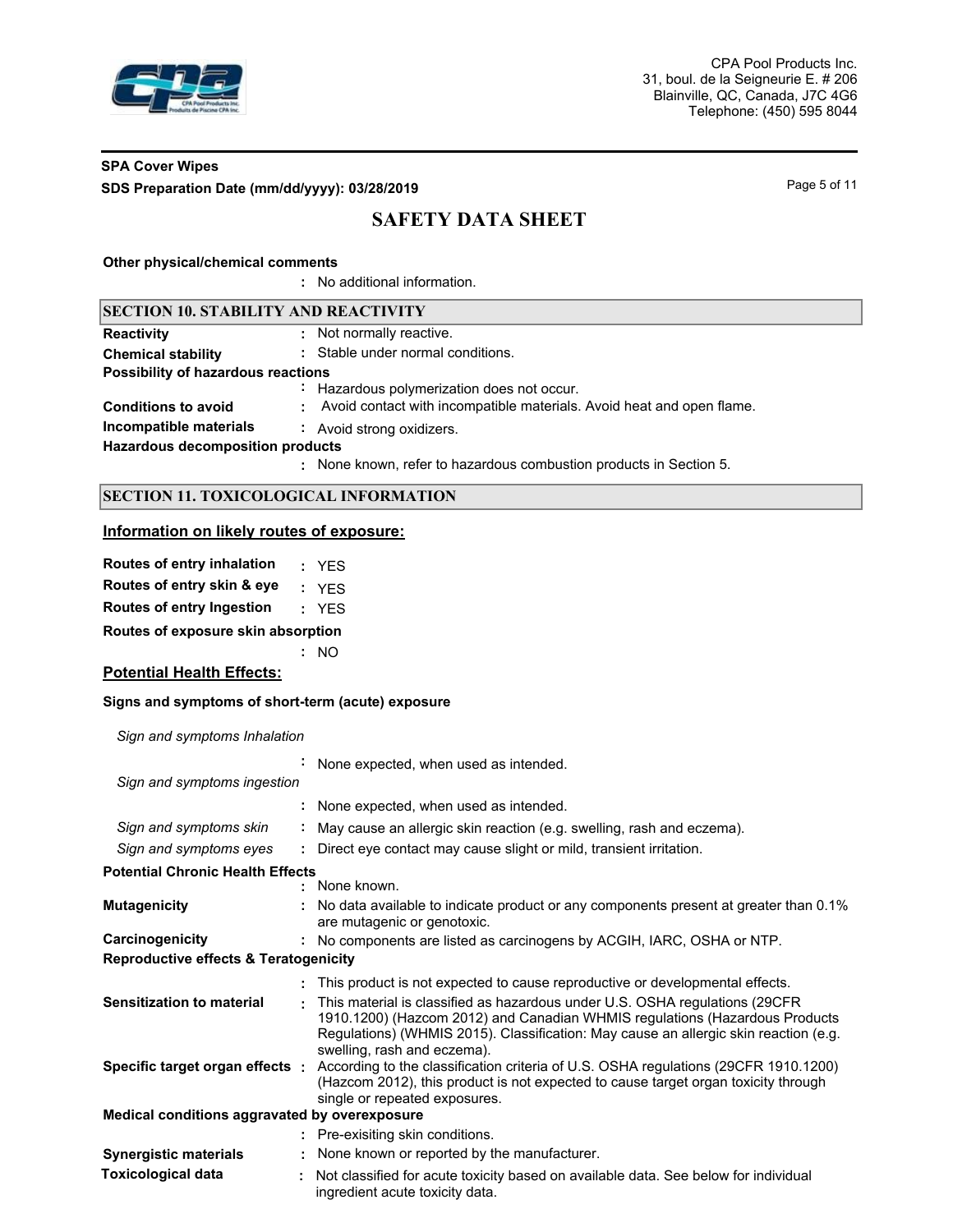**Other physical/chemical comments**

: No additional information.

## SECTION 10. STABILITY AND REACTIVITY

**Reactivity** : Not normally reactive.

**Chemical stability** : Stable under normal conditions.

**Possibility of hazardous reactions**

: Hazardous polymerization does not occur.

**Conditions to avoid** : Avoid contact with incompatible materials. Avoid heat and open flame.

**Incompatible materials** : Avoid strong oxidizers.

**Hazardous decomposition products**

: None known, refer to hazardous combustion products in Section 5.

## SECTION 11. TOXICOLOGICAL INFORMATION

### Information on likely routes of exposure:

**Routes of entry inhalation** : YES

**Routes of entry skin & eye** : YES

**Routes of entry Ingestion** : YES

**Routes of exposure skin absorption**

: NO

### Potential Health Effects:

**Signs and symptoms of short-term (acute) exposure**

*Sign and symptoms Inhalation*

: None expected, when used as intended.

*Sign and symptoms ingestion*

: None expected, when used as intended.

*Sign and symptoms skin* : May cause an allergic skin reaction (e.g. swelling, rash and eczema).

*Sign and symptoms eyes* : Direct eye contact may cause slight or mild, transient irritation.

**Potential Chronic Health Effects**

: None known.

**Mutagenicity** : No data available to indicate product or any components present at greater than 0.1% are mutagenic or genotoxic.

**Carcinogenicity** : No components are listed as carcinogens by ACGIH, IARC, OSHA or NTP.

**Reproductive effects & Teratogenicity**

: This product is not expected to cause reproductive or developmental effects.

**Sensitization to material** : This material is classified as hazardous under U.S. OSHA regulations (29CFR 1910.1200) (Hazcom 2012) and Canadian WHMIS regulations (Hazardous Products Regulations) (WHMIS 2015). Classification: May cause an allergic skin reaction (e.g. swelling, rash and eczema).

**Specific target organ effects** : According to the classification criteria of U.S. OSHA regulations (29CFR 1910.1200) (Hazcom 2012), this product is not expected to cause target organ toxicity through single or repeated exposures.

**Medical conditions aggravated by overexposure**

: Pre-exisiting skin conditions.

**Synergistic materials** : None known or reported by the manufacturer.

**Toxicological data** : Not classified for acute toxicity based on available data. See below for individual ingredient acute toxicity data.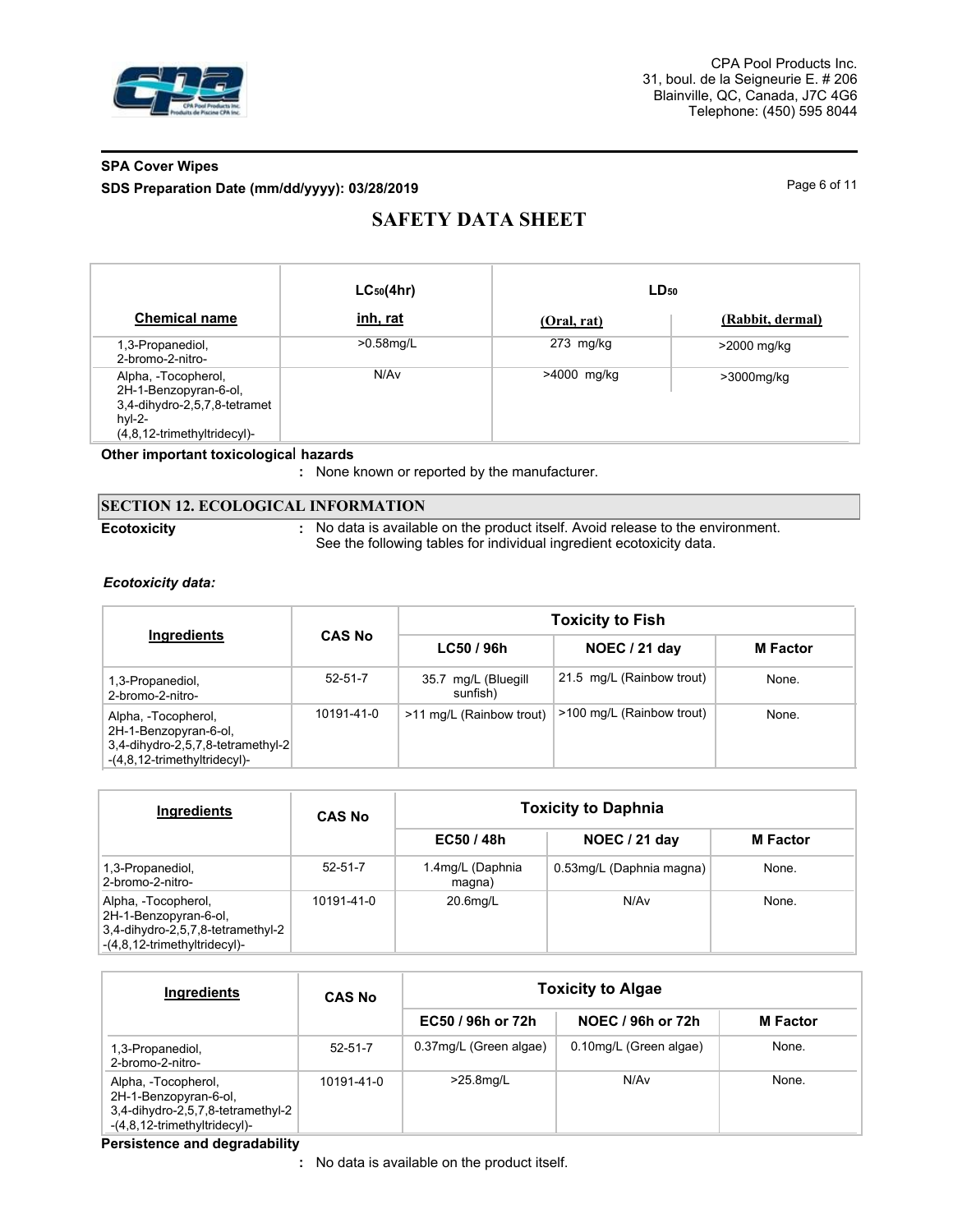| Chemical name | $LC_{50}$(4hr) inh, rat | $LD_{50}$ (Oral, rat) | $LD_{50}$ (Rabbit, dermal) |
|---|---|---|---|
| 1,3-Propanediol, 2-bromo-2-nitro- | >0.58mg/L | 273 mg/kg | >2000 mg/kg |
| Alpha, -Tocopherol, 2H-1-Benzopyran-6-ol, 3,4-dihydro-2,5,7,8-tetramethyl-2-(4,8,12-trimethyltridecyl)- | N/Av | >4000 mg/kg | >3000mg/kg |

**Other important toxicological hazards**

: None known or reported by the manufacturer.

## SECTION 12. ECOLOGICAL INFORMATION

**Ecotoxicity** : No data is available on the product itself. Avoid release to the environment. See the following tables for individual ingredient ecotoxicity data.

***Ecotoxicity data:***

| Ingredients | CAS No | Toxicity to Fish | | |
|---|---|---|---|---|
| | | LC50 / 96h | NOEC / 21 day | M Factor |
| 1,3-Propanediol, 2-bromo-2-nitro- | 52-51-7 | 35.7 mg/L (Bluegill sunfish) | 21.5 mg/L (Rainbow trout) | None. |
| Alpha, -Tocopherol, 2H-1-Benzopyran-6-ol, 3,4-dihydro-2,5,7,8-tetramethyl-2-(4,8,12-trimethyltridecyl)- | 10191-41-0 | >11 mg/L (Rainbow trout) | >100 mg/L (Rainbow trout) | None. |

| Ingredients | CAS No | Toxicity to Daphnia | | |
|---|---|---|---|---|
| | | EC50 / 48h | NOEC / 21 day | M Factor |
| 1,3-Propanediol, 2-bromo-2-nitro- | 52-51-7 | 1.4mg/L (Daphnia magna) | 0.53mg/L (Daphnia magna) | None. |
| Alpha, -Tocopherol, 2H-1-Benzopyran-6-ol, 3,4-dihydro-2,5,7,8-tetramethyl-2-(4,8,12-trimethyltridecyl)- | 10191-41-0 | 20.6mg/L | N/Av | None. |

| Ingredients | CAS No | Toxicity to Algae | | |
|---|---|---|---|---|
| | | EC50 / 96h or 72h | NOEC / 96h or 72h | M Factor |
| 1,3-Propanediol, 2-bromo-2-nitro- | 52-51-7 | 0.37mg/L (Green algae) | 0.10mg/L (Green algae) | None. |
| Alpha, -Tocopherol, 2H-1-Benzopyran-6-ol, 3,4-dihydro-2,5,7,8-tetramethyl-2-(4,8,12-trimethyltridecyl)- | 10191-41-0 | >25.8mg/L | N/Av | None. |

**Persistence and degradability**

: No data is available on the product itself.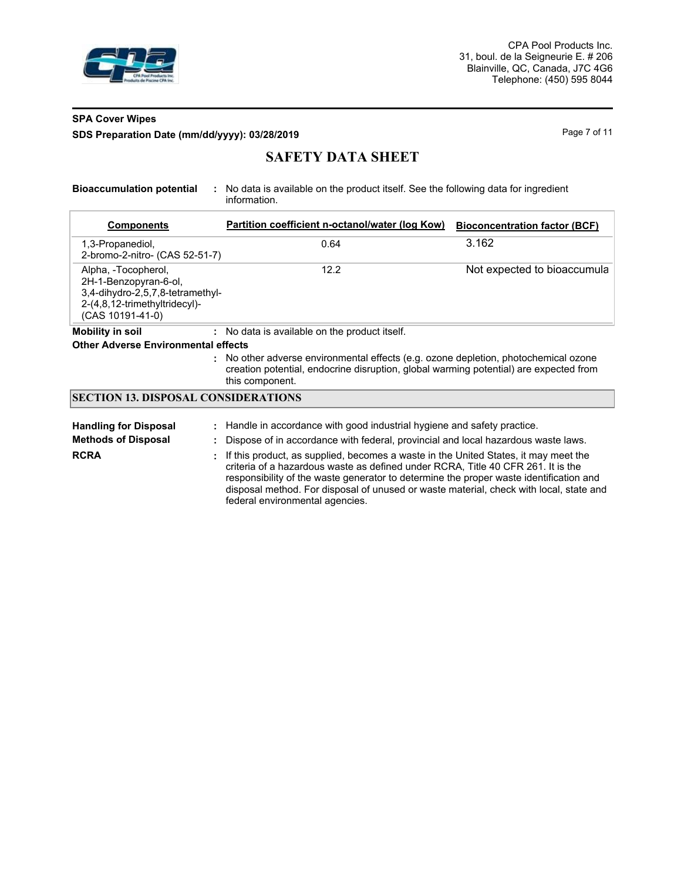**Bioaccumulation potential** : No data is available on the product itself. See the following data for ingredient information.

| Components | Partition coefficient n-octanol/water (log Kow) | Bioconcentration factor (BCF) |
|---|---|---|
| 1,3-Propanediol, 2-bromo-2-nitro- (CAS 52-51-7) | 0.64 | 3.162 |
| Alpha, -Tocopherol, 2H-1-Benzopyran-6-ol, 3,4-dihydro-2,5,7,8-tetramethyl-2-(4,8,12-trimethyltridecyl)- (CAS 10191-41-0) | 12.2 | Not expected to bioaccumula |

**Mobility in soil** : No data is available on the product itself.

**Other Adverse Environmental effects**

: No other adverse environmental effects (e.g. ozone depletion, photochemical ozone creation potential, endocrine disruption, global warming potential) are expected from this component.

## SECTION 13. DISPOSAL CONSIDERATIONS

**Handling for Disposal** : Handle in accordance with good industrial hygiene and safety practice.

**Methods of Disposal** : Dispose of in accordance with federal, provincial and local hazardous waste laws.

**RCRA** : If this product, as supplied, becomes a waste in the United States, it may meet the criteria of a hazardous waste as defined under RCRA, Title 40 CFR 261. It is the responsibility of the waste generator to determine the proper waste identification and disposal method. For disposal of unused or waste material, check with local, state and federal environmental agencies.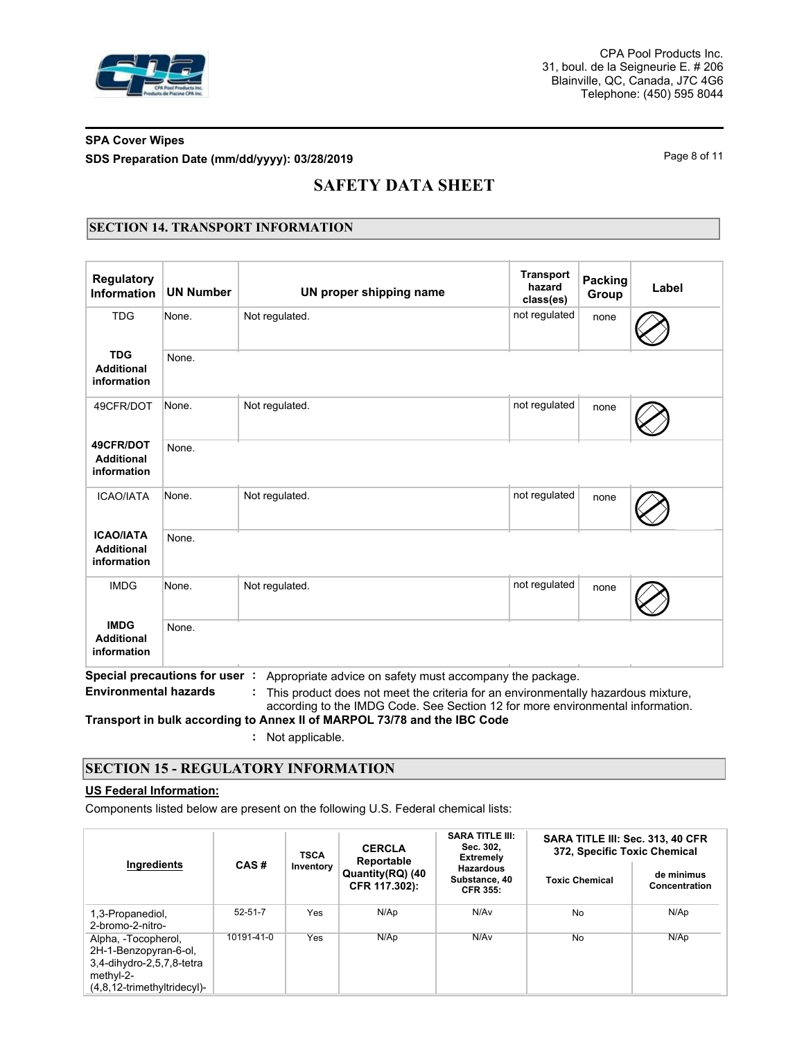## SECTION 14. TRANSPORT INFORMATION

| Regulatory Information | UN Number | UN proper shipping name | Transport hazard class(es) | Packing Group | Label |
|---|---|---|---|---|---|
| TDG | None. | Not regulated. | not regulated | none | |
| **TDG Additional information** | None. | | | | |
| 49CFR/DOT | None. | Not regulated. | not regulated | none | |
| **49CFR/DOT Additional information** | None. | | | | |
| ICAO/IATA | None. | Not regulated. | not regulated | none | |
| **ICAO/IATA Additional information** | None. | | | | |
| IMDG | None. | Not regulated. | not regulated | none | |
| **IMDG Additional information** | None. | | | | |

**Special precautions for user** : Appropriate advice on safety must accompany the package.

**Environmental hazards** : This product does not meet the criteria for an environmentally hazardous mixture, according to the IMDG Code. See Section 12 for more environmental information.

**Transport in bulk according to Annex II of MARPOL 73/78 and the IBC Code**

: Not applicable.

## SECTION 15 - REGULATORY INFORMATION

**US Federal Information:**

Components listed below are present on the following U.S. Federal chemical lists:

| Ingredients | CAS # | TSCA Inventory | CERCLA Reportable Quantity(RQ) (40 CFR 117.302): | SARA TITLE III: Sec. 302, Extremely Hazardous Substance, 40 CFR 355: | SARA TITLE III: Sec. 313, 40 CFR 372, Specific Toxic Chemical | |
|---|---|---|---|---|---|---|
| | | | | | Toxic Chemical | de minimus Concentration |
| 1,3-Propanediol, 2-bromo-2-nitro- | 52-51-7 | Yes | N/Ap | N/Av | No | N/Ap |
| Alpha, -Tocopherol, 2H-1-Benzopyran-6-ol, 3,4-dihydro-2,5,7,8-tetra methyl-2-(4,8,12-trimethyltridecyl)- | 10191-41-0 | Yes | N/Ap | N/Av | No | N/Ap |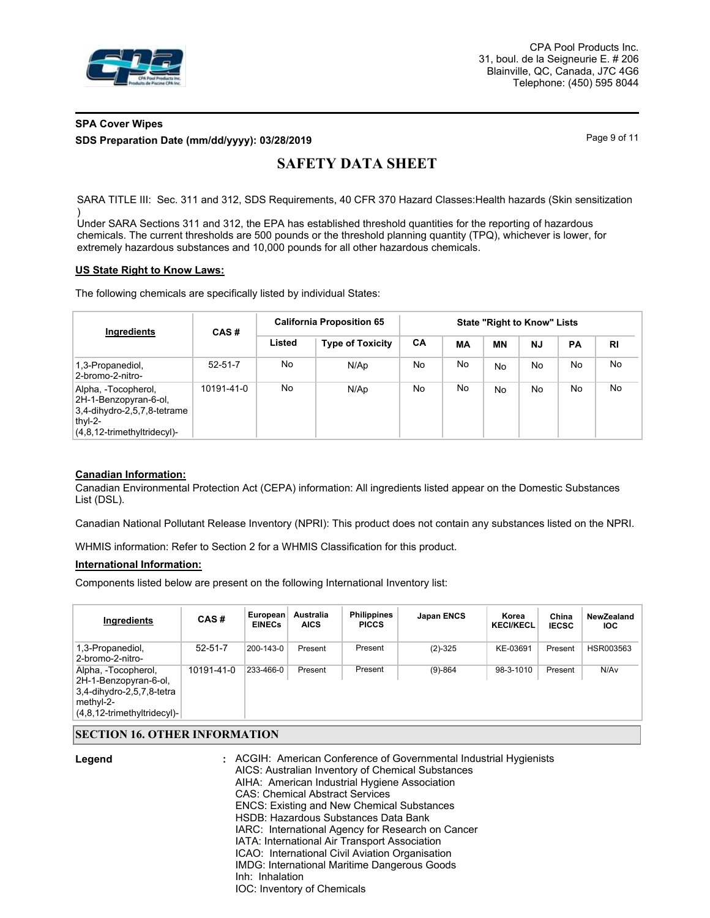SARA TITLE III: Sec. 311 and 312, SDS Requirements, 40 CFR 370 Hazard Classes:Health hazards (Skin sensitization )

Under SARA Sections 311 and 312, the EPA has established threshold quantities for the reporting of hazardous chemicals. The current thresholds are 500 pounds or the threshold planning quantity (TPQ), whichever is lower, for extremely hazardous substances and 10,000 pounds for all other hazardous chemicals.

**US State Right to Know Laws:**

The following chemicals are specifically listed by individual States:

| Ingredients | CAS # | California Proposition 65 | | State "Right to Know" Lists | | | | | |
|---|---|---|---|---|---|---|---|---|---|
| | | Listed | Type of Toxicity | CA | MA | MN | NJ | PA | RI |
| 1,3-Propanediol, 2-bromo-2-nitro- | 52-51-7 | No | N/Ap | No | No | No | No | No | No |
| Alpha, -Tocopherol, 2H-1-Benzopyran-6-ol, 3,4-dihydro-2,5,7,8-tetramethyl-2-(4,8,12-trimethyltridecyl)- | 10191-41-0 | No | N/Ap | No | No | No | No | No | No |

**Canadian Information:**

Canadian Environmental Protection Act (CEPA) information: All ingredients listed appear on the Domestic Substances List (DSL).

Canadian National Pollutant Release Inventory (NPRI): This product does not contain any substances listed on the NPRI.

WHMIS information: Refer to Section 2 for a WHMIS Classification for this product.

**International Information:**

Components listed below are present on the following International Inventory list:

| Ingredients | CAS # | European EINECs | Australia AICS | Philippines PICCS | Japan ENCS | Korea KECI/KECL | China IECSC | NewZealand IOC |
|---|---|---|---|---|---|---|---|---|
| 1,3-Propanediol, 2-bromo-2-nitro- | 52-51-7 | 200-143-0 | Present | Present | (2)-325 | KE-03691 | Present | HSR003563 |
| Alpha, -Tocopherol, 2H-1-Benzopyran-6-ol, 3,4-dihydro-2,5,7,8-tetramethyl-2-(4,8,12-trimethyltridecyl)- | 10191-41-0 | 233-466-0 | Present | Present | (9)-864 | 98-3-1010 | Present | N/Av |

## SECTION 16. OTHER INFORMATION

**Legend** :
ACGIH: American Conference of Governmental Industrial Hygienists
AICS: Australian Inventory of Chemical Substances
AIHA: American Industrial Hygiene Association
CAS: Chemical Abstract Services
ENCS: Existing and New Chemical Substances
HSDB: Hazardous Substances Data Bank
IARC: International Agency for Research on Cancer
IATA: International Air Transport Association
ICAO: International Civil Aviation Organisation
IMDG: International Maritime Dangerous Goods
Inh: Inhalation
IOC: Inventory of Chemicals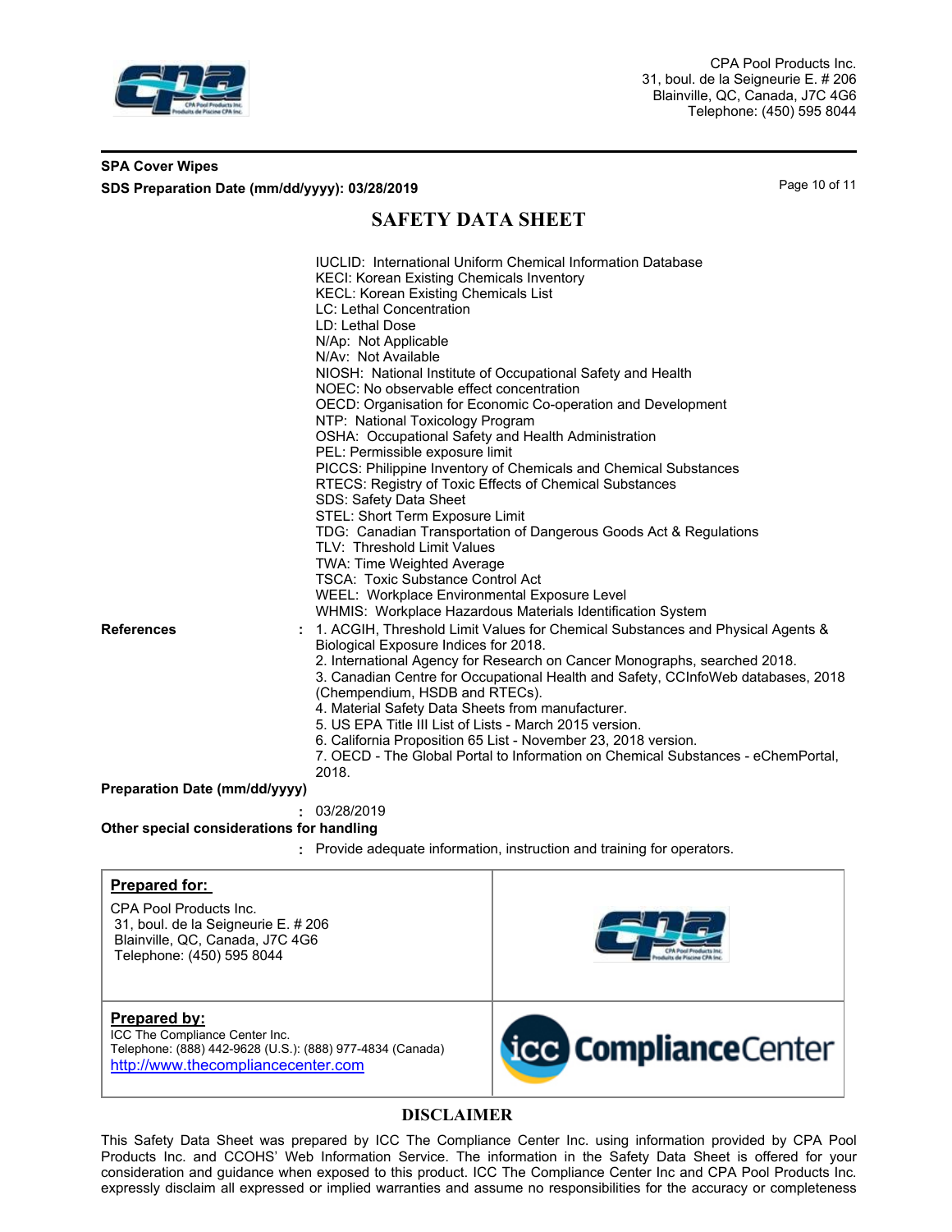## SAFETY DATA SHEET

IUCLID: International Uniform Chemical Information Database
KECI: Korean Existing Chemicals Inventory
KECL: Korean Existing Chemicals List
LC: Lethal Concentration
LD: Lethal Dose
N/Ap: Not Applicable
N/Av: Not Available
NIOSH: National Institute of Occupational Safety and Health
NOEC: No observable effect concentration
OECD: Organisation for Economic Co-operation and Development
NTP: National Toxicology Program
OSHA: Occupational Safety and Health Administration
PEL: Permissible exposure limit
PICCS: Philippine Inventory of Chemicals and Chemical Substances
RTECS: Registry of Toxic Effects of Chemical Substances
SDS: Safety Data Sheet
STEL: Short Term Exposure Limit
TDG: Canadian Transportation of Dangerous Goods Act & Regulations
TLV: Threshold Limit Values
TWA: Time Weighted Average
TSCA: Toxic Substance Control Act
WEEL: Workplace Environmental Exposure Level
WHMIS: Workplace Hazardous Materials Identification System

**References** : 1. ACGIH, Threshold Limit Values for Chemical Substances and Physical Agents & Biological Exposure Indices for 2018.
2. International Agency for Research on Cancer Monographs, searched 2018.
3. Canadian Centre for Occupational Health and Safety, CCInfoWeb databases, 2018 (Chempendium, HSDB and RTECs).
4. Material Safety Data Sheets from manufacturer.
5. US EPA Title III List of Lists - March 2015 version.
6. California Proposition 65 List - November 23, 2018 version.
7. OECD - The Global Portal to Information on Chemical Substances - eChemPortal, 2018.

**Preparation Date (mm/dd/yyyy)**
: 03/28/2019

**Other special considerations for handling**
: Provide adequate information, instruction and training for operators.

| | |
|---|---|
| **Prepared for:** CPA Pool Products Inc. 31, boul. de la Seigneurie E. # 206 Blainville, QC, Canada, J7C 4G6 Telephone: (450) 595 8044 | |
| **Prepared by:** ICC The Compliance Center Inc. Telephone: (888) 442-9628 (U.S.): (888) 977-4834 (Canada) http://www.thecompliancecenter.com | icc ComplianceCenter |

## DISCLAIMER

This Safety Data Sheet was prepared by ICC The Compliance Center Inc. using information provided by CPA Pool Products Inc. and CCOHS' Web Information Service. The information in the Safety Data Sheet is offered for your consideration and guidance when exposed to this product. ICC The Compliance Center Inc and CPA Pool Products Inc. expressly disclaim all expressed or implied warranties and assume no responsibilities for the accuracy or completeness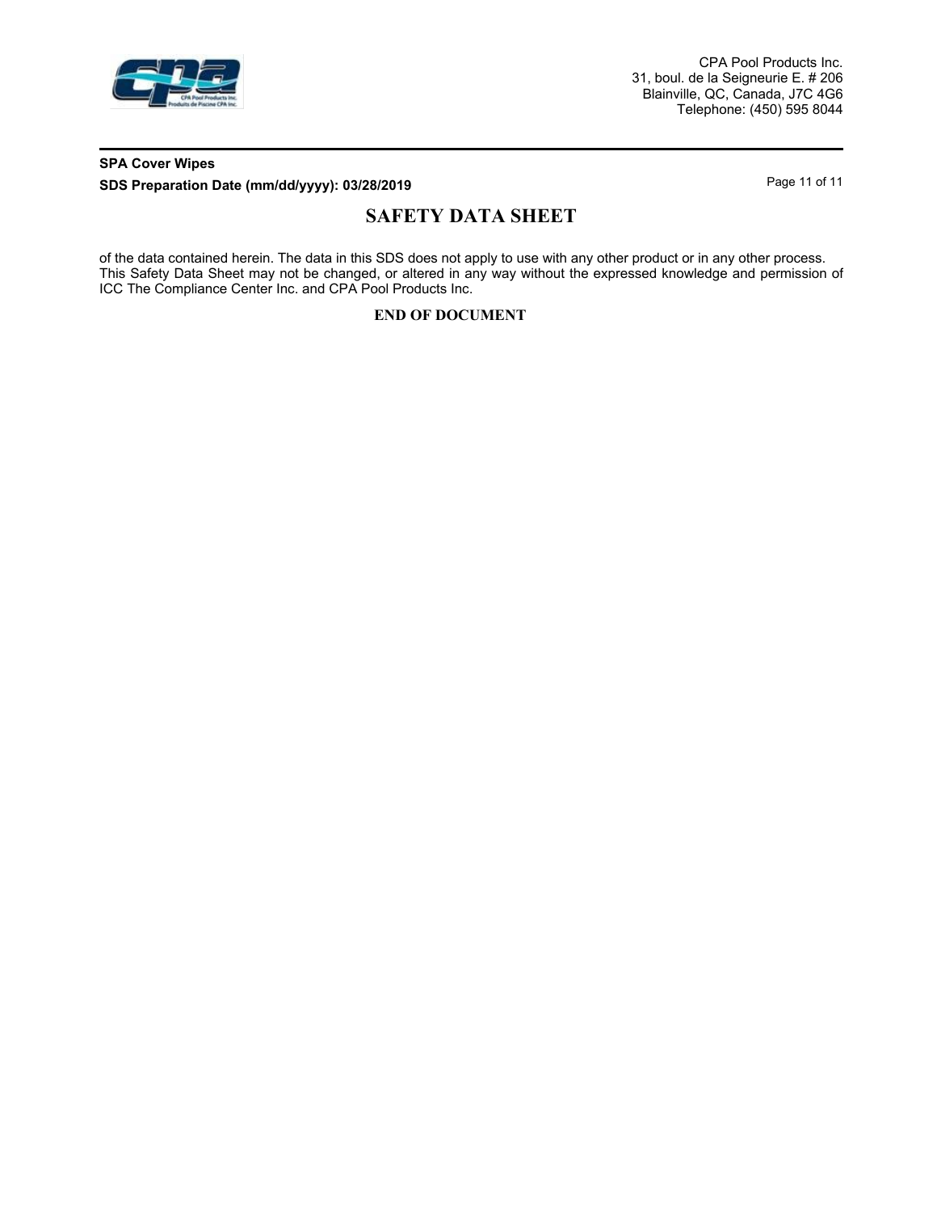of the data contained herein. The data in this SDS does not apply to use with any other product or in any other process. This Safety Data Sheet may not be changed, or altered in any way without the expressed knowledge and permission of ICC The Compliance Center Inc. and CPA Pool Products Inc.

**END OF DOCUMENT**